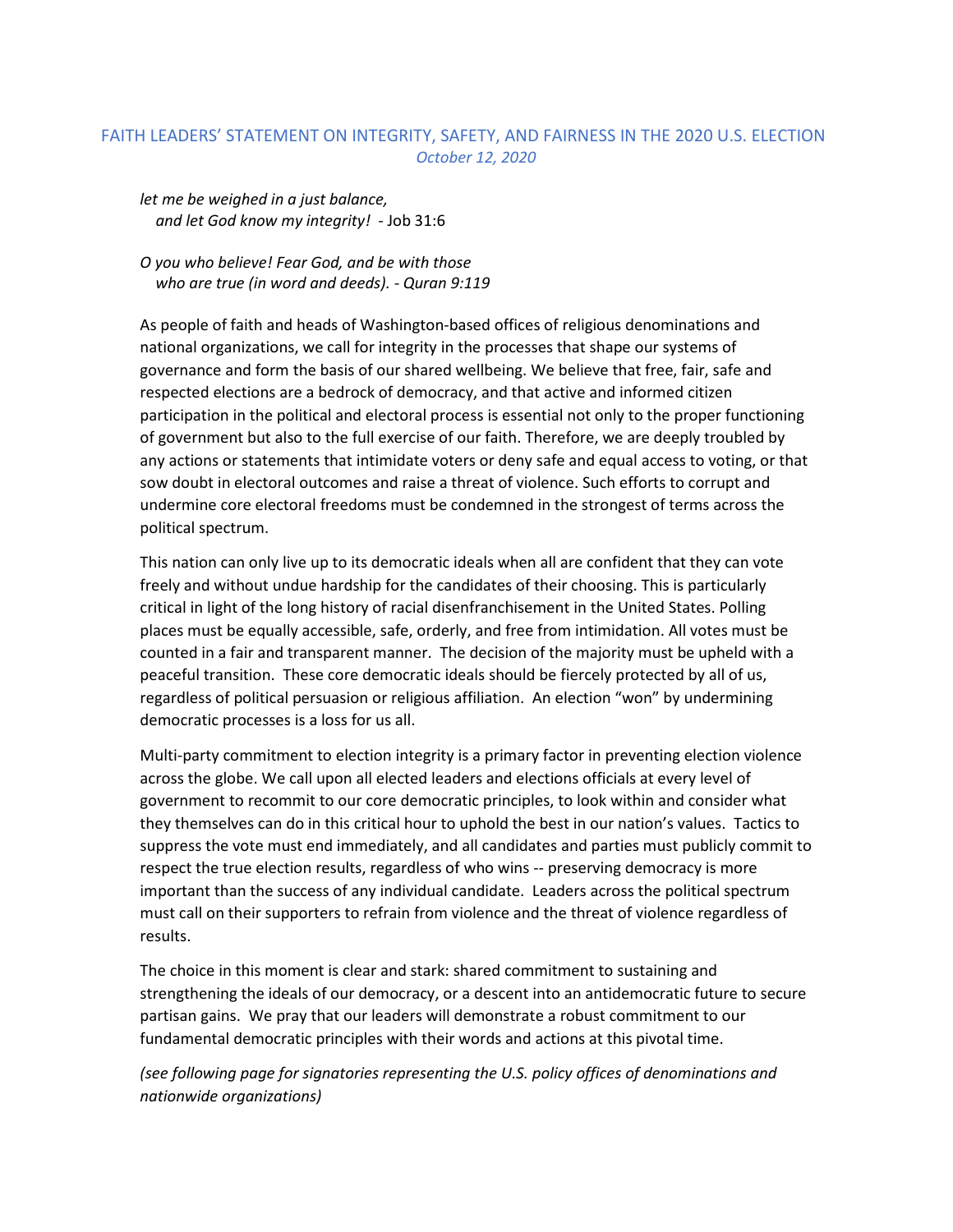# FAITH LEADERS' STATEMENT ON INTEGRITY, SAFETY, AND FAIRNESS IN THE 2020 U.S. ELECTION

*October 12, 2020*

*let me be weighed in a just balance,*
*and let God know my integrity!* - Job 31:6

*O you who believe! Fear God, and be with those*
*who are true (in word and deeds). - Quran 9:119*

As people of faith and heads of Washington-based offices of religious denominations and national organizations, we call for integrity in the processes that shape our systems of governance and form the basis of our shared wellbeing. We believe that free, fair, safe and respected elections are a bedrock of democracy, and that active and informed citizen participation in the political and electoral process is essential not only to the proper functioning of government but also to the full exercise of our faith. Therefore, we are deeply troubled by any actions or statements that intimidate voters or deny safe and equal access to voting, or that sow doubt in electoral outcomes and raise a threat of violence. Such efforts to corrupt and undermine core electoral freedoms must be condemned in the strongest of terms across the political spectrum.

This nation can only live up to its democratic ideals when all are confident that they can vote freely and without undue hardship for the candidates of their choosing. This is particularly critical in light of the long history of racial disenfranchisement in the United States. Polling places must be equally accessible, safe, orderly, and free from intimidation. All votes must be counted in a fair and transparent manner. The decision of the majority must be upheld with a peaceful transition. These core democratic ideals should be fiercely protected by all of us, regardless of political persuasion or religious affiliation. An election "won" by undermining democratic processes is a loss for us all.

Multi-party commitment to election integrity is a primary factor in preventing election violence across the globe. We call upon all elected leaders and elections officials at every level of government to recommit to our core democratic principles, to look within and consider what they themselves can do in this critical hour to uphold the best in our nation's values. Tactics to suppress the vote must end immediately, and all candidates and parties must publicly commit to respect the true election results, regardless of who wins -- preserving democracy is more important than the success of any individual candidate. Leaders across the political spectrum must call on their supporters to refrain from violence and the threat of violence regardless of results.

The choice in this moment is clear and stark: shared commitment to sustaining and strengthening the ideals of our democracy, or a descent into an antidemocratic future to secure partisan gains. We pray that our leaders will demonstrate a robust commitment to our fundamental democratic principles with their words and actions at this pivotal time.

*(see following page for signatories representing the U.S. policy offices of denominations and nationwide organizations)*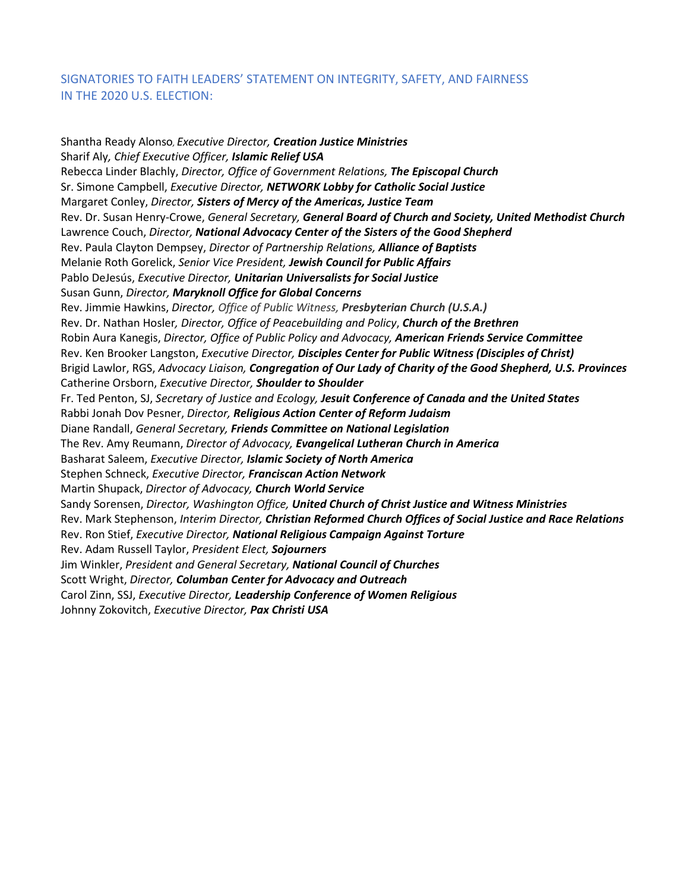## SIGNATORIES TO FAITH LEADERS' STATEMENT ON INTEGRITY, SAFETY, AND FAIRNESS IN THE 2020 U.S. ELECTION:

Shantha Ready Alonso, *Executive Director,* ***Creation Justice Ministries***
Sharif Aly*, Chief Executive Officer,* ***Islamic Relief USA***
Rebecca Linder Blachly, *Director, Office of Government Relations,* ***The Episcopal Church***
Sr. Simone Campbell, *Executive Director,* ***NETWORK Lobby for Catholic Social Justice***
Margaret Conley, *Director,* ***Sisters of Mercy of the Americas, Justice Team***
Rev. Dr. Susan Henry-Crowe, *General Secretary,* ***General Board of Church and Society, United Methodist Church***
Lawrence Couch, *Director,* ***National Advocacy Center of the Sisters of the Good Shepherd***
Rev. Paula Clayton Dempsey, *Director of Partnership Relations,* ***Alliance of Baptists***
Melanie Roth Gorelick, *Senior Vice President,* ***Jewish Council for Public Affairs***
Pablo DeJesús, *Executive Director,* ***Unitarian Universalists for Social Justice***
Susan Gunn, *Director,* ***Maryknoll Office for Global Concerns***
Rev. Jimmie Hawkins, *Director, Office of Public Witness,* ***Presbyterian Church (U.S.A.)***
Rev. Dr. Nathan Hosler*, Director, Office of Peacebuilding and Policy*, ***Church of the Brethren***
Robin Aura Kanegis, *Director, Office of Public Policy and Advocacy,* ***American Friends Service Committee***
Rev. Ken Brooker Langston, *Executive Director,* ***Disciples Center for Public Witness (Disciples of Christ)***
Brigid Lawlor, RGS, *Advocacy Liaison,* ***Congregation of Our Lady of Charity of the Good Shepherd, U.S. Provinces***
Catherine Orsborn, *Executive Director,* ***Shoulder to Shoulder***
Fr. Ted Penton, SJ, *Secretary of Justice and Ecology,* ***Jesuit Conference of Canada and the United States***
Rabbi Jonah Dov Pesner, *Director,* ***Religious Action Center of Reform Judaism***
Diane Randall, *General Secretary,* ***Friends Committee on National Legislation***
The Rev. Amy Reumann, *Director of Advocacy,* ***Evangelical Lutheran Church in America***
Basharat Saleem, *Executive Director,* ***Islamic Society of North America***
Stephen Schneck, *Executive Director,* ***Franciscan Action Network***
Martin Shupack, *Director of Advocacy,* ***Church World Service***
Sandy Sorensen, *Director, Washington Office,* ***United Church of Christ Justice and Witness Ministries***
Rev. Mark Stephenson, *Interim Director,* ***Christian Reformed Church Offices of Social Justice and Race Relations***
Rev. Ron Stief, *Executive Director,* ***National Religious Campaign Against Torture***
Rev. Adam Russell Taylor, *President Elect,* ***Sojourners***
Jim Winkler, *President and General Secretary,* ***National Council of Churches***
Scott Wright, *Director,* ***Columban Center for Advocacy and Outreach***
Carol Zinn, SSJ, *Executive Director,* ***Leadership Conference of Women Religious***
Johnny Zokovitch, *Executive Director,* ***Pax Christi USA***